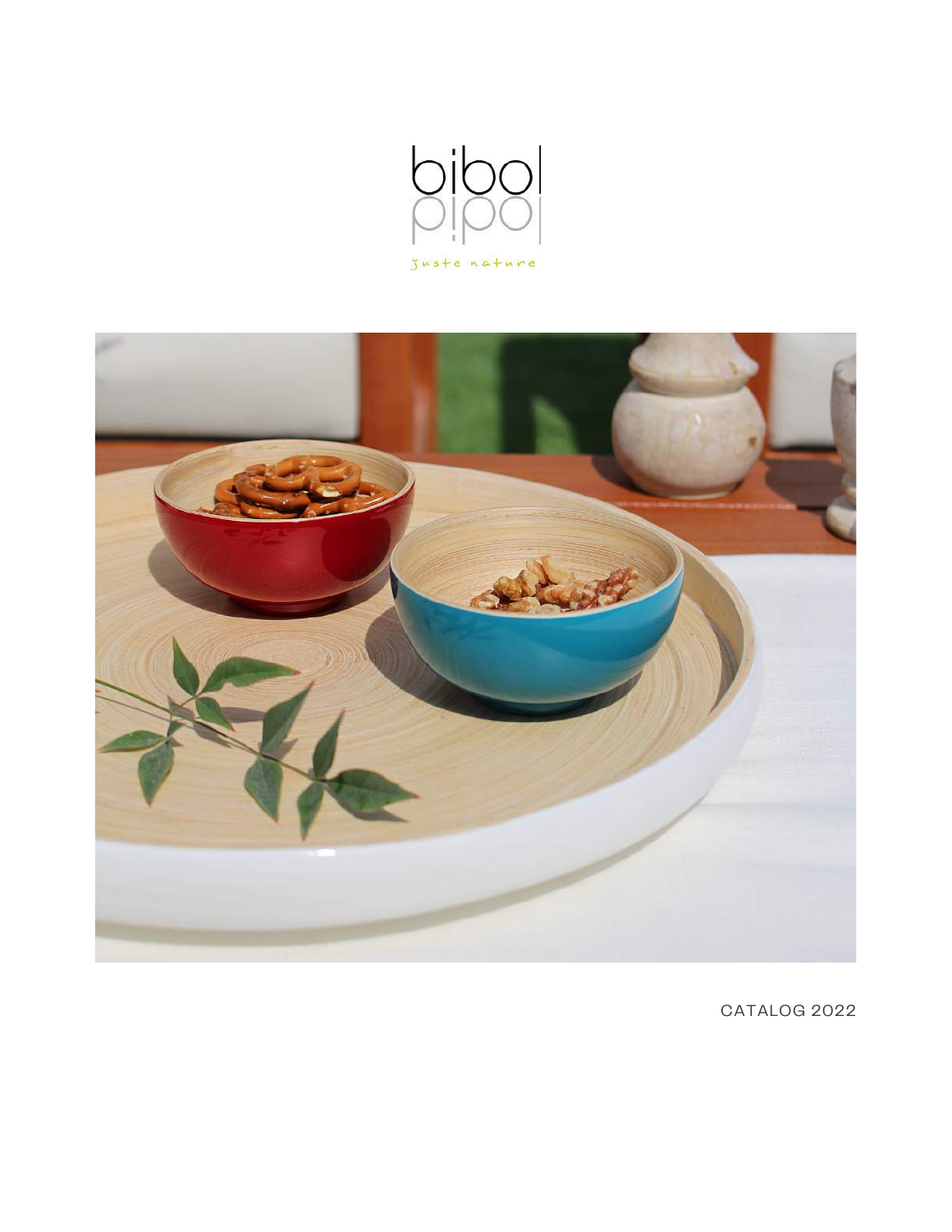bibol

juste nature

CATALOG 2022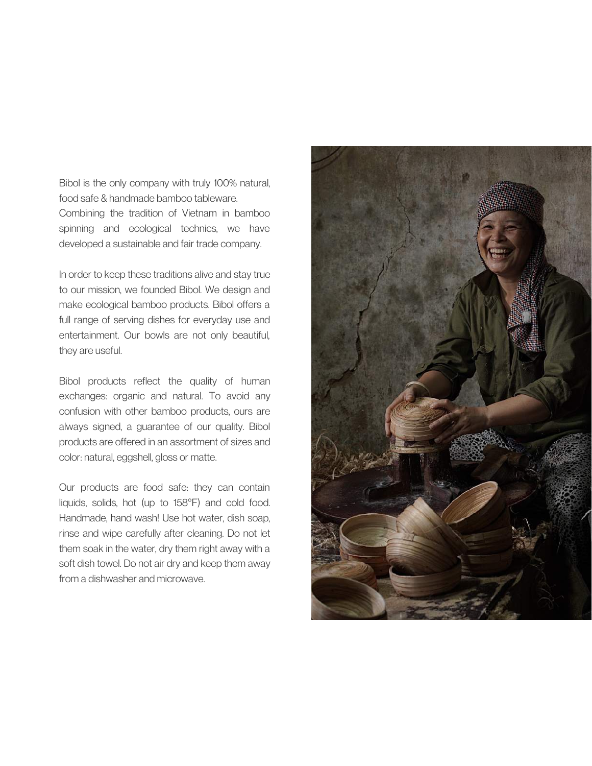Bibol is the only company with truly 100% natural, food safe & handmade bamboo tableware. Combining the tradition of Vietnam in bamboo spinning and ecological technics, we have developed a sustainable and fair trade company.

In order to keep these traditions alive and stay true to our mission, we founded Bibol. We design and make ecological bamboo products. Bibol offers a full range of serving dishes for everyday use and entertainment. Our bowls are not only beautiful, they are useful.

Bibol products reflect the quality of human exchanges: organic and natural. To avoid any confusion with other bamboo products, ours are always signed, a guarantee of our quality. Bibol products are offered in an assortment of sizes and color: natural, eggshell, gloss or matte.

Our products are food safe: they can contain liquids, solids, hot (up to 158°F) and cold food. Handmade, hand wash! Use hot water, dish soap, rinse and wipe carefully after cleaning. Do not let them soak in the water, dry them right away with a soft dish towel. Do not air dry and keep them away from a dishwasher and microwave.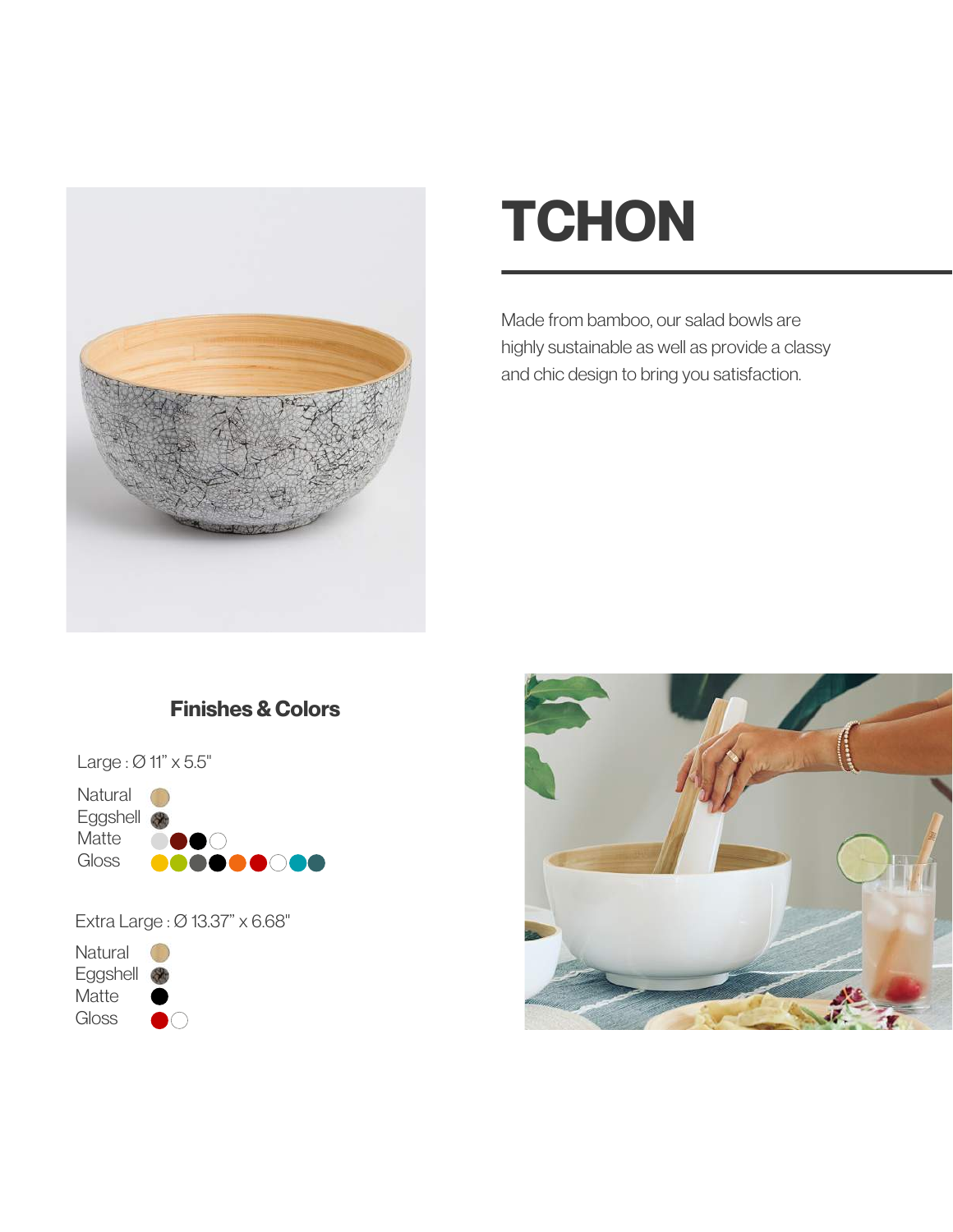# TCHON

Made from bamboo, our salad bowls are highly sustainable as well as provide a classy and chic design to bring you satisfaction.

## Finishes & Colors

Large : Ø 11" x 5.5"

Natural
Eggshell
Matte
Gloss

Extra Large : Ø 13.37" x 6.68"

Natural
Eggshell
Matte
Gloss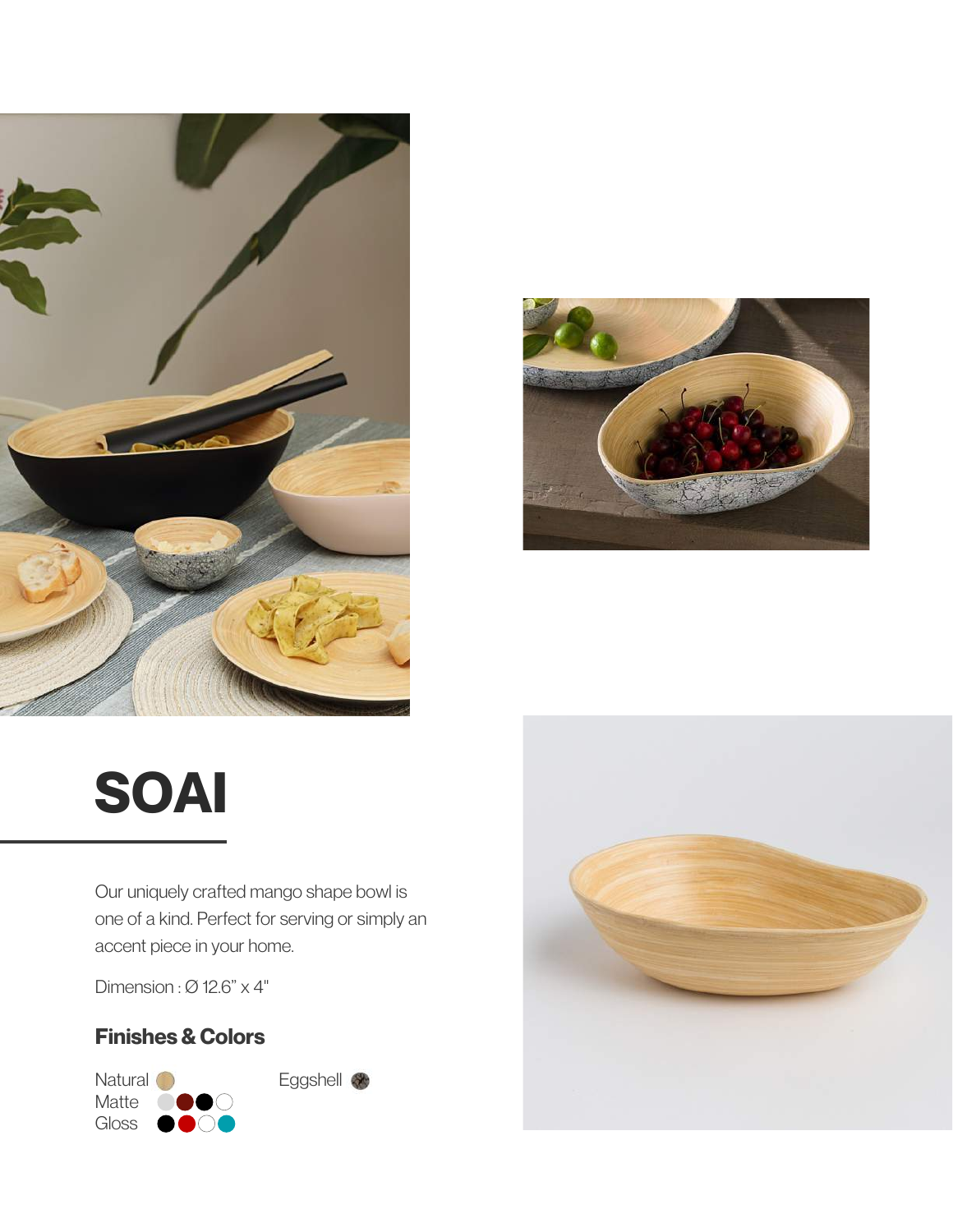# SOAI

Our uniquely crafted mango shape bowl is one of a kind. Perfect for serving or simply an accent piece in your home.

Dimension : Ø 12.6" x 4"

### Finishes & Colors

Natural

Matte

Gloss

Eggshell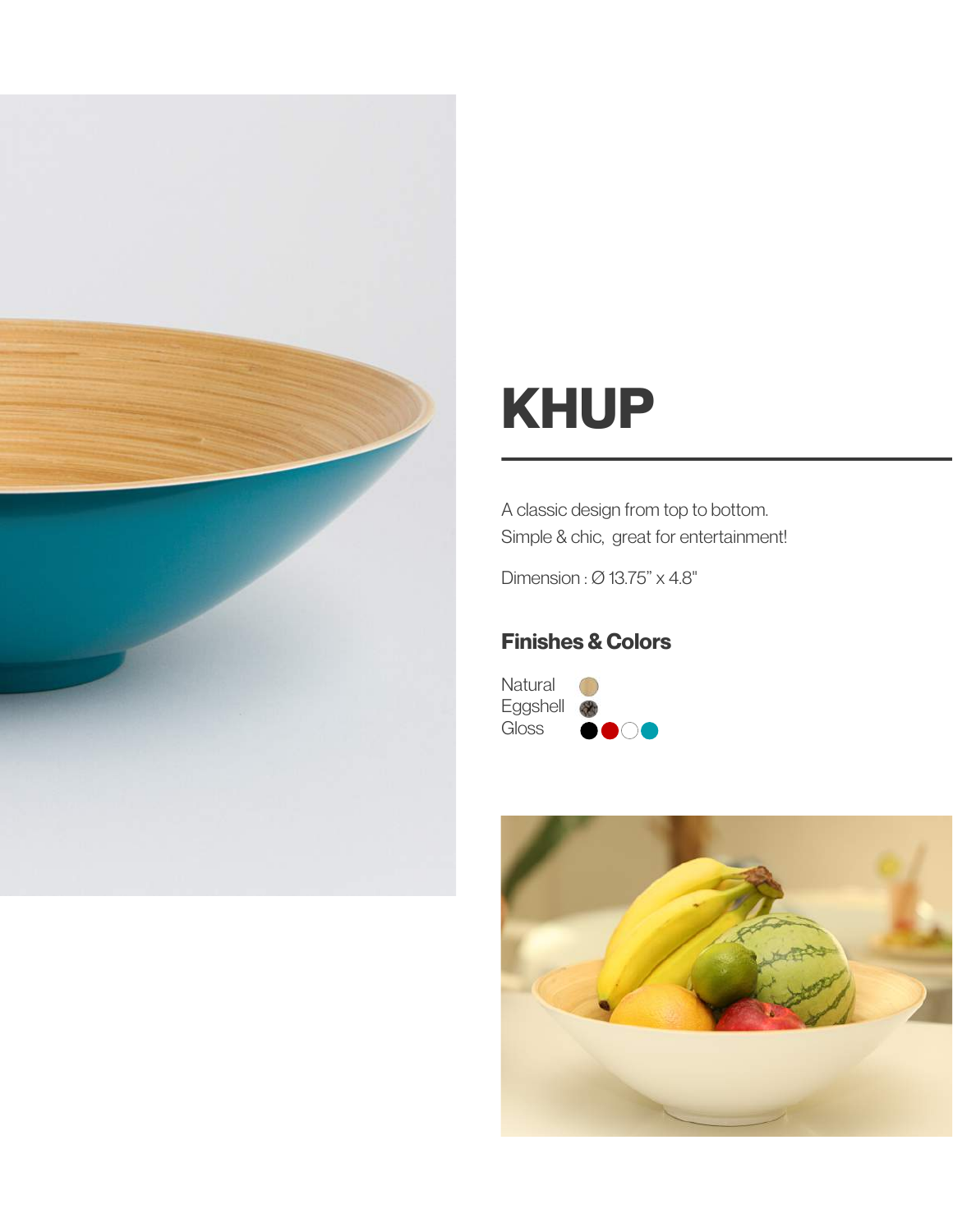# KHUP

A classic design from top to bottom.
Simple & chic, great for entertainment!

Dimension : Ø 13.75" x 4.8"

### Finishes & Colors

Natural
Eggshell
Gloss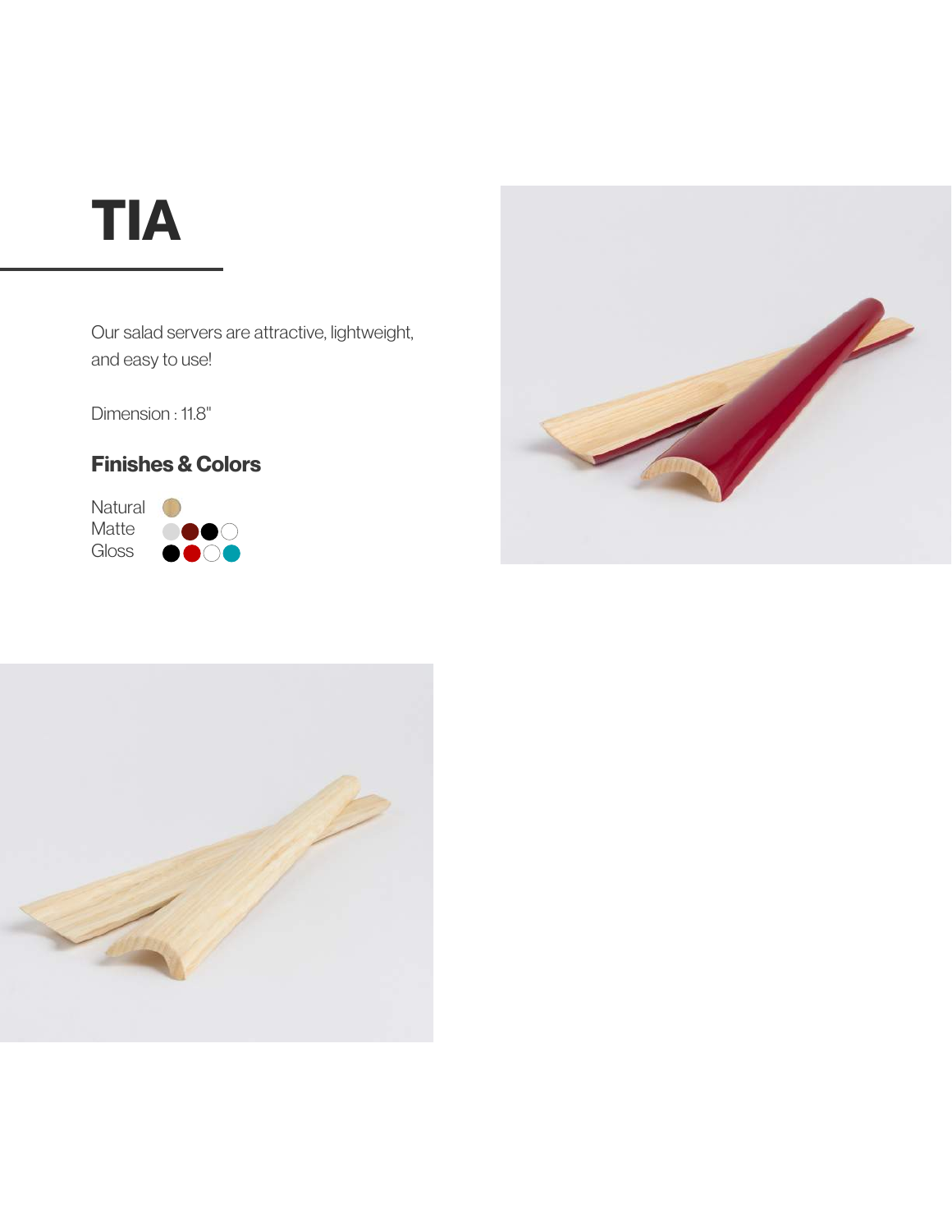# TIA

Our salad servers are attractive, lightweight, and easy to use!

Dimension : 11.8"

## Finishes & Colors

Natural
Matte
Gloss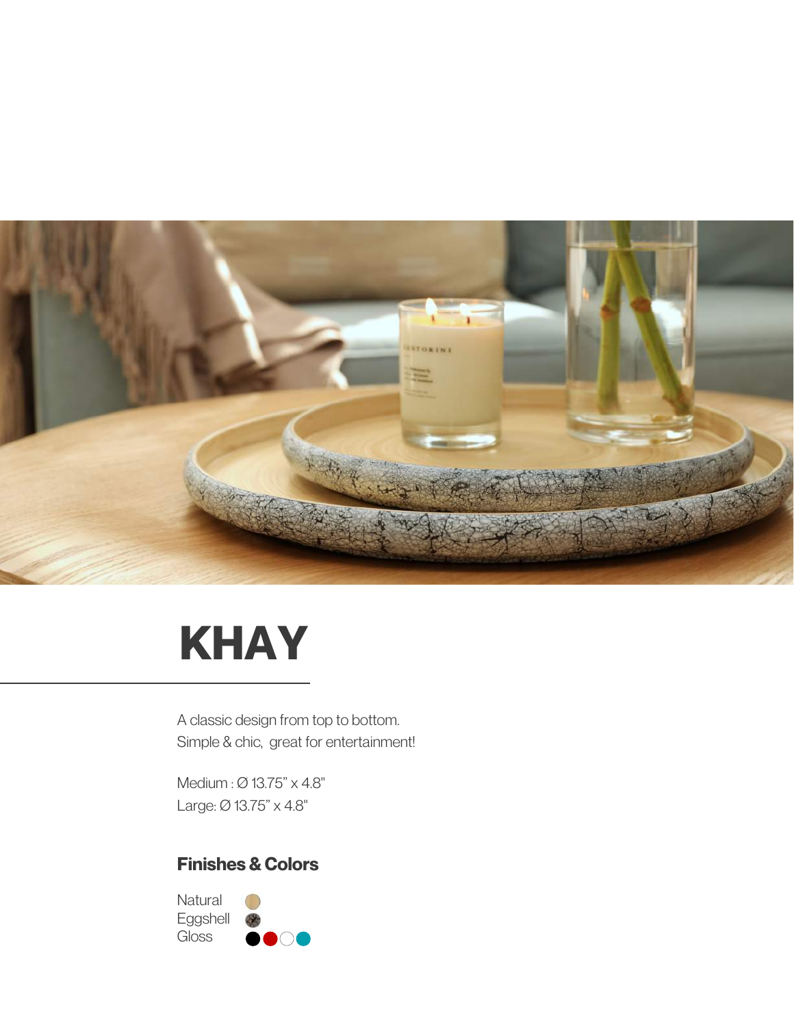# KHAY

A classic design from top to bottom.
Simple & chic, great for entertainment!

Medium : Ø 13.75" x 4.8"
Large: Ø 13.75" x 4.8"

## Finishes & Colors

Natural
Eggshell
Gloss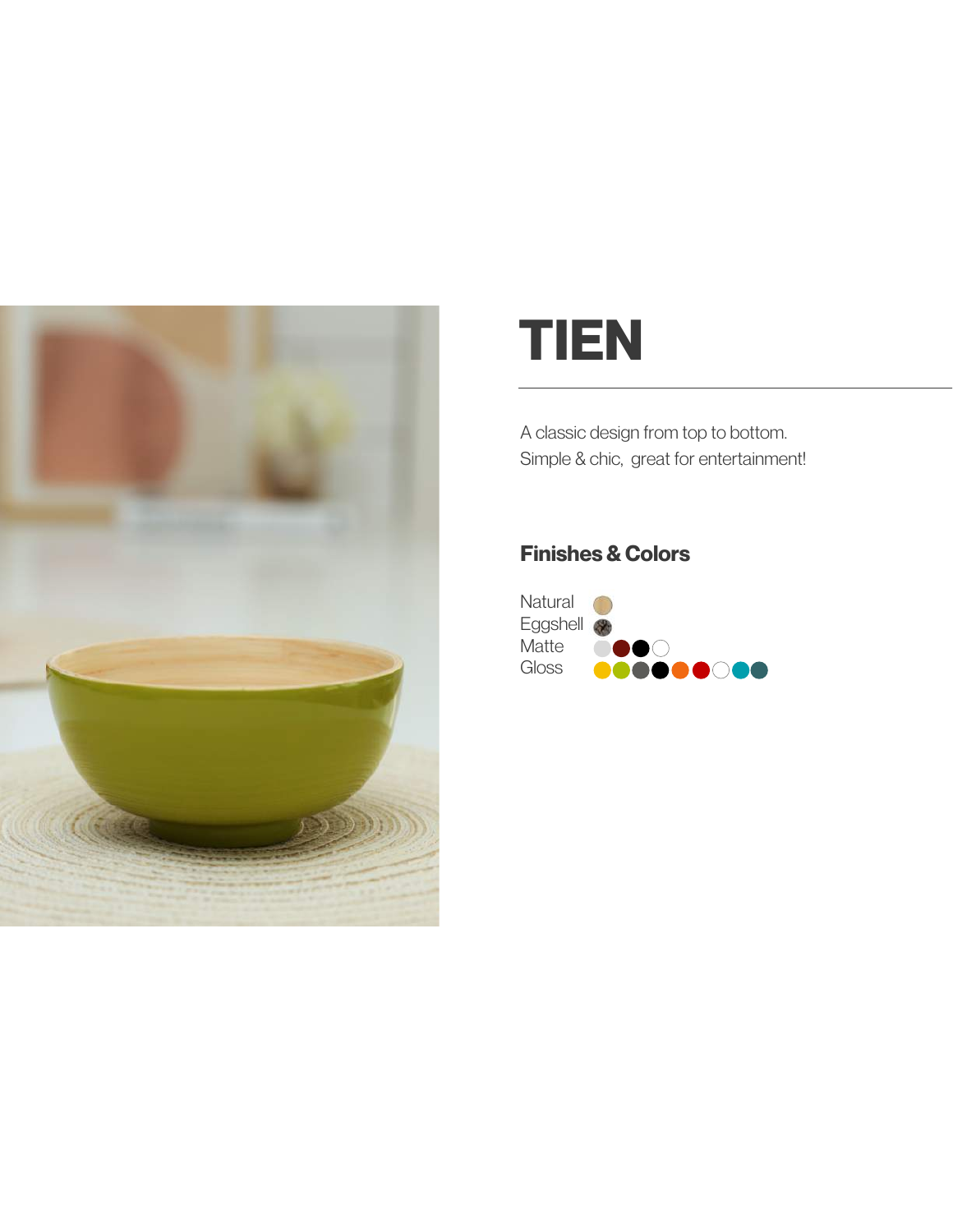# TIEN

A classic design from top to bottom.
Simple & chic, great for entertainment!

## Finishes & Colors

Natural
Eggshell
Matte
Gloss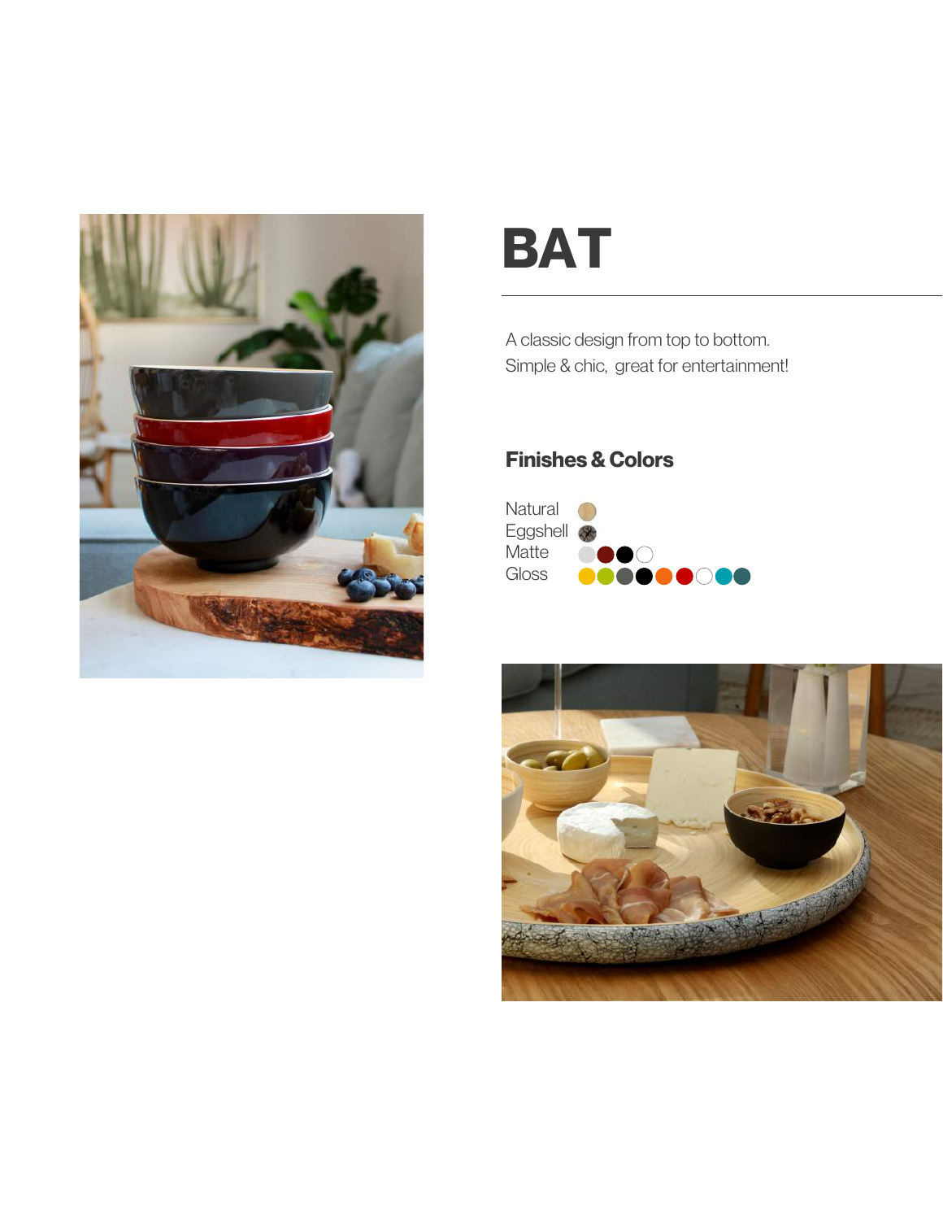# BAT

A classic design from top to bottom.
Simple & chic, great for entertainment!

## Finishes & Colors

Natural
Eggshell
Matte
Gloss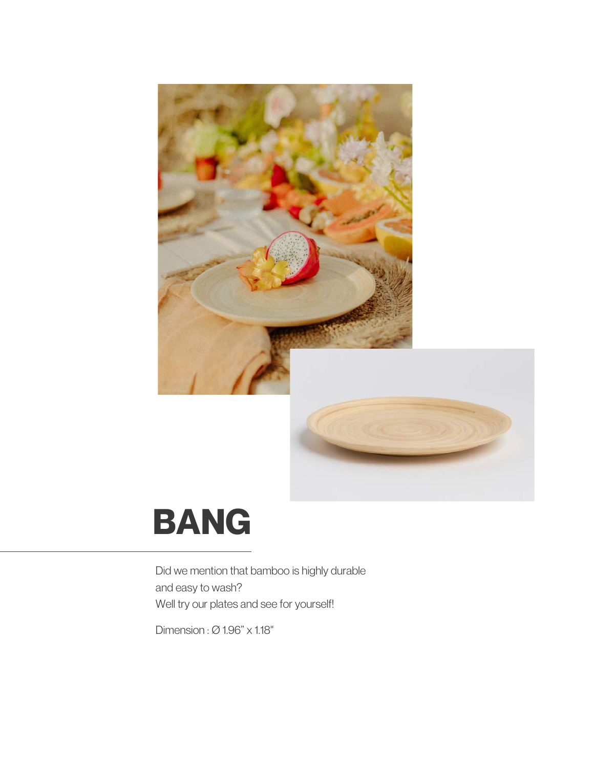# BANG

Did we mention that bamboo is highly durable
and easy to wash?
Well try our plates and see for yourself!

Dimension : Ø 1.96" x 1.18"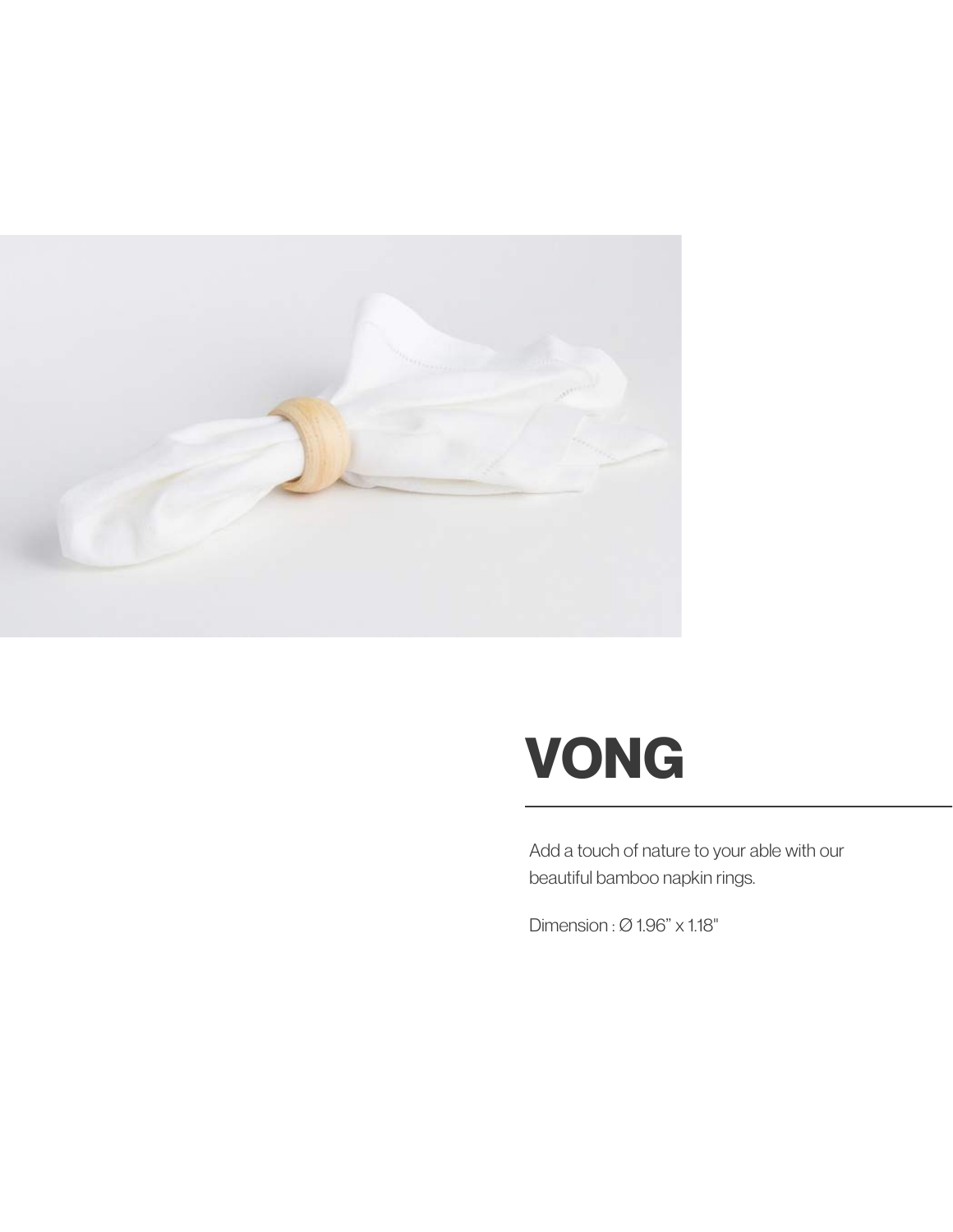# VONG

Add a touch of nature to your able with our beautiful bamboo napkin rings.

Dimension : Ø 1.96” x 1.18"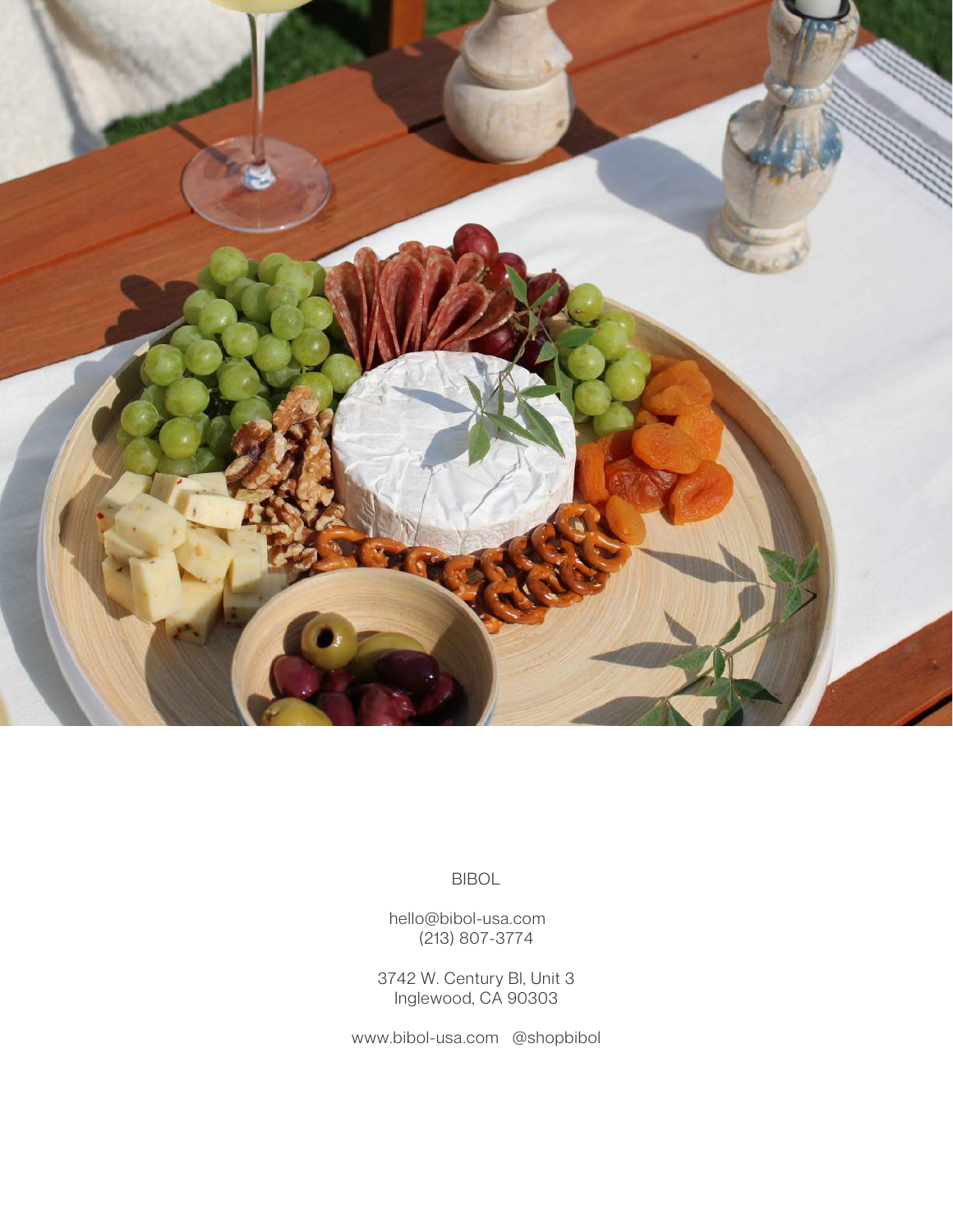BIBOL

hello@bibol-usa.com
(213) 807-3774

3742 W. Century Bl, Unit 3
Inglewood, CA 90303

www.bibol-usa.com @shopbibol